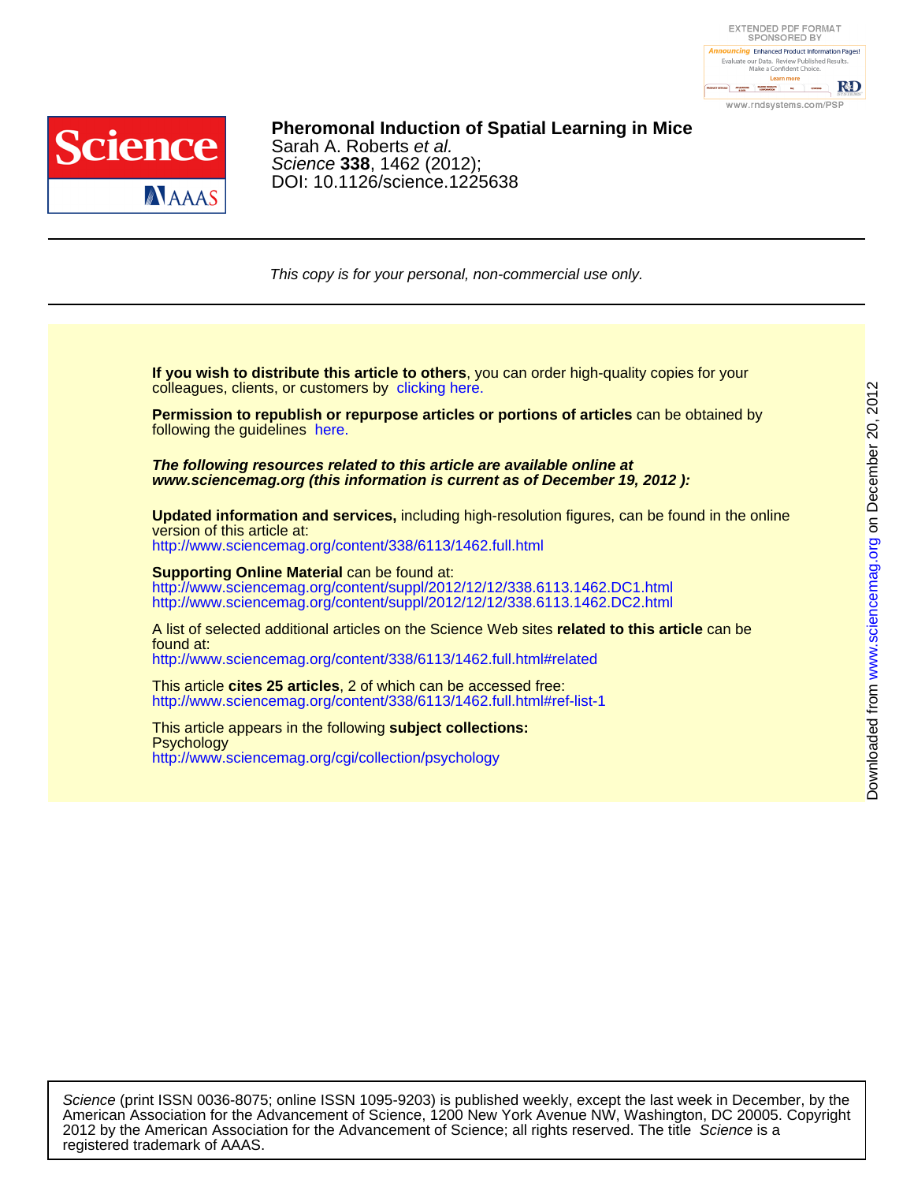**Pheromonal Induction of Spatial Learning in Mice**
Sarah A. Roberts *et al.*
*Science* **338**, 1462 (2012);
DOI: 10.1126/science.1225638

*This copy is for your personal, non-commercial use only.*

**If you wish to distribute this article to others**, you can order high-quality copies for your colleagues, clients, or customers by clicking here.

**Permission to republish or repurpose articles or portions of articles** can be obtained by following the guidelines here.

***The following resources related to this article are available online at www.sciencemag.org (this information is current as of December 19, 2012 ):***

**Updated information and services,** including high-resolution figures, can be found in the online version of this article at:
http://www.sciencemag.org/content/338/6113/1462.full.html

**Supporting Online Material** can be found at:
http://www.sciencemag.org/content/suppl/2012/12/12/338.6113.1462.DC1.html
http://www.sciencemag.org/content/suppl/2012/12/12/338.6113.1462.DC2.html

A list of selected additional articles on the Science Web sites **related to this article** can be found at:
http://www.sciencemag.org/content/338/6113/1462.full.html#related

This article **cites 25 articles**, 2 of which can be accessed free:
http://www.sciencemag.org/content/338/6113/1462.full.html#ref-list-1

This article appears in the following **subject collections:**
Psychology
http://www.sciencemag.org/cgi/collection/psychology

Downloaded from www.sciencemag.org on December 20, 2012

*Science* (print ISSN 0036-8075; online ISSN 1095-9203) is published weekly, except the last week in December, by the American Association for the Advancement of Science, 1200 New York Avenue NW, Washington, DC 20005. Copyright 2012 by the American Association for the Advancement of Science; all rights reserved. The title *Science* is a registered trademark of AAAS.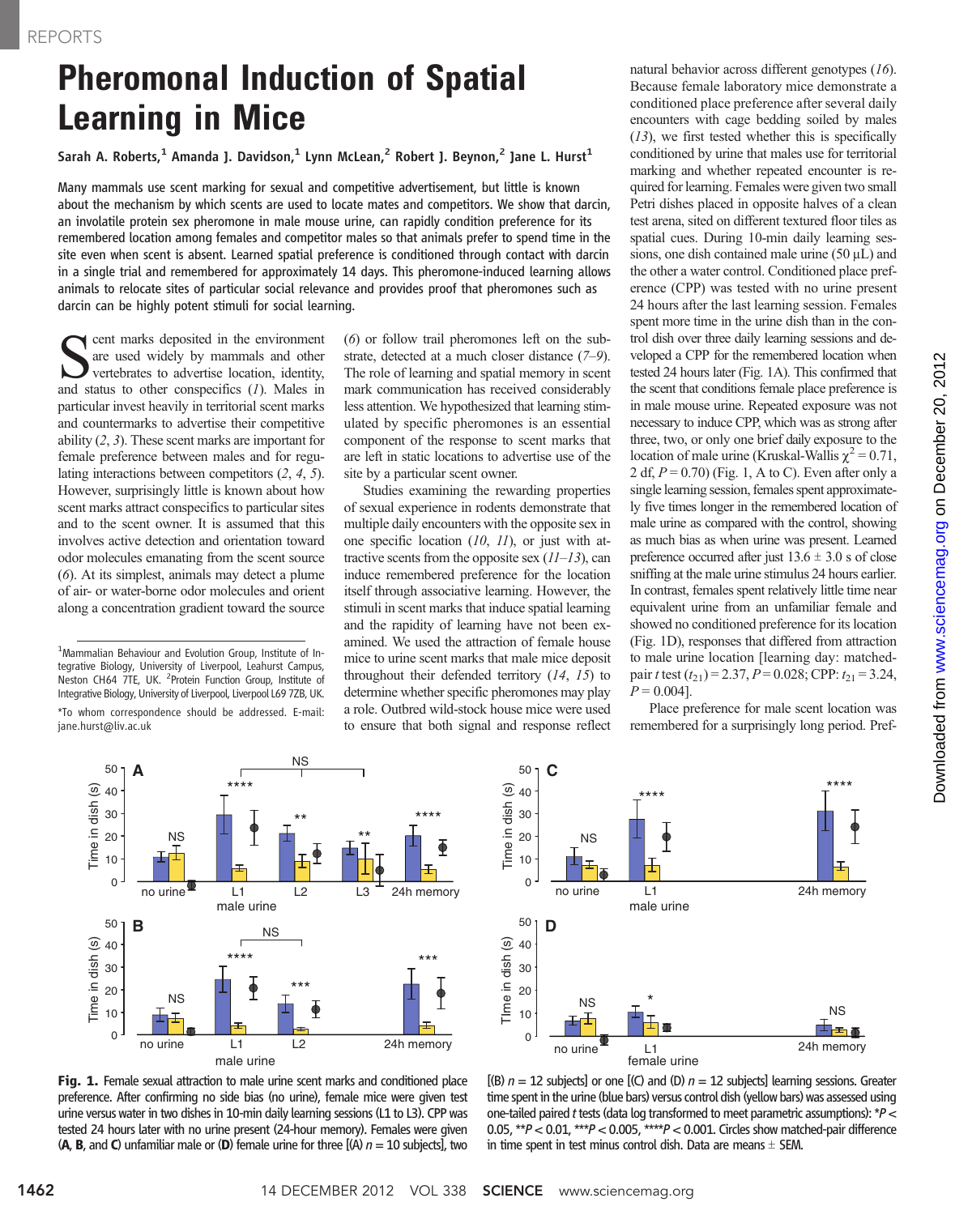# Pheromonal Induction of Spatial Learning in Mice

**Sarah A. Roberts,[1] Amanda J. Davidson,[1] Lynn McLean,[2] Robert J. Beynon,[2] Jane L. Hurst[1]***

Many mammals use scent marking for sexual and competitive advertisement, but little is known about the mechanism by which scents are used to locate mates and competitors. We show that darcin, an involatile protein sex pheromone in male mouse urine, can rapidly condition preference for its remembered location among females and competitor males so that animals prefer to spend time in the site even when scent is absent. Learned spatial preference is conditioned through contact with darcin in a single trial and remembered for approximately 14 days. This pheromone-induced learning allows animals to relocate sites of particular social relevance and provides proof that pheromones such as darcin can be highly potent stimuli for social learning.

Scent marks deposited in the environment are used widely by mammals and other vertebrates to advertise location, identity, and status to other conspecifics (*1*). Males in particular invest heavily in territorial scent marks and countermarks to advertise their competitive ability (*2*, *3*). These scent marks are important for female preference between males and for regulating interactions between competitors (*2*, *4*, *5*). However, surprisingly little is known about how scent marks attract conspecifics to particular sites and to the scent owner. It is assumed that this involves active detection and orientation toward odor molecules emanating from the scent source (*6*). At its simplest, animals may detect a plume of air- or water-borne odor molecules and orient along a concentration gradient toward the source (*6*) or follow trail pheromones left on the substrate, detected at a much closer distance (*7*–*9*). The role of learning and spatial memory in scent mark communication has received considerably less attention. We hypothesized that learning stimulated by specific pheromones is an essential component of the response to scent marks that are left in static locations to advertise use of the site by a particular scent owner.

Studies examining the rewarding properties of sexual experience in rodents demonstrate that multiple daily encounters with the opposite sex in one specific location (*10*, *11*), or just with attractive scents from the opposite sex (*11*–*13*), can induce remembered preference for the location itself through associative learning. However, the stimuli in scent marks that induce spatial learning and the rapidity of learning have not been examined. We used the attraction of female house mice to urine scent marks that male mice deposit throughout their defended territory (*14*, *15*) to determine whether specific pheromones may play a role. Outbred wild-stock house mice were used to ensure that both signal and response reflect natural behavior across different genotypes (*16*). Because female laboratory mice demonstrate a conditioned place preference after several daily encounters with cage bedding soiled by males (*13*), we first tested whether this is specifically conditioned by urine that males use for territorial marking and whether repeated encounter is required for learning. Females were given two small Petri dishes placed in opposite halves of a clean test arena, sited on different textured floor tiles as spatial cues. During 10-min daily learning sessions, one dish contained male urine (50 μL) and the other a water control. Conditioned place preference (CPP) was tested with no urine present 24 hours after the last learning session. Females spent more time in the urine dish than in the control dish over three daily learning sessions and developed a CPP for the remembered location when tested 24 hours later (Fig. 1A). This confirmed that the scent that conditions female place preference is in male mouse urine. Repeated exposure was not necessary to induce CPP, which was as strong after three, two, or only one brief daily exposure to the location of male urine (Kruskal-Wallis $\chi^2 = 0.71$, 2 df, $P = 0.70$) (Fig. 1, A to C). Even after only a single learning session, females spent approximately five times longer in the remembered location of male urine as compared with the control, showing as much bias as when urine was present. Learned preference occurred after just 13.6 ± 3.0 s of close sniffing at the male urine stimulus 24 hours earlier. In contrast, females spent relatively little time near equivalent urine from an unfamiliar female and showed no conditioned preference for its location (Fig. 1D), responses that differed from attraction to male urine location [learning day: matched-pair *t* test ($t_{21}$) = 2.37, $P = 0.028$; CPP: $t_{21} = 3.24$, $P = 0.004$].

Place preference for male scent location was remembered for a surprisingly long period. Pref-

**Fig. 1.** Female sexual attraction to male urine scent marks and conditioned place preference. After confirming no side bias (no urine), female mice were given test urine versus water in two dishes in 10-min daily learning sessions (L1 to L3). CPP was tested 24 hours later with no urine present (24-hour memory). Females were given (**A**, **B**, and **C**) unfamiliar male or (**D**) female urine for three [(A) $n = 10$ subjects], two [(B) $n = 12$ subjects] or one [(C) and (D) $n = 12$ subjects] learning sessions. Greater time spent in the urine (blue bars) versus control dish (yellow bars) was assessed using one-tailed paired *t* tests (data log transformed to meet parametric assumptions): *$P < 0.05$, **$P < 0.01$, ***$P < 0.005$, ****$P < 0.001$. Circles show matched-pair difference in time spent in test minus control dish. Data are means ± SEM.

---

[1]Mammalian Behaviour and Evolution Group, Institute of Integrative Biology, University of Liverpool, Leahurst Campus, Neston CH64 7TE, UK. [2]Protein Function Group, Institute of Integrative Biology, University of Liverpool, Liverpool L69 7ZB, UK.

*To whom correspondence should be addressed. E-mail: jane.hurst@liv.ac.uk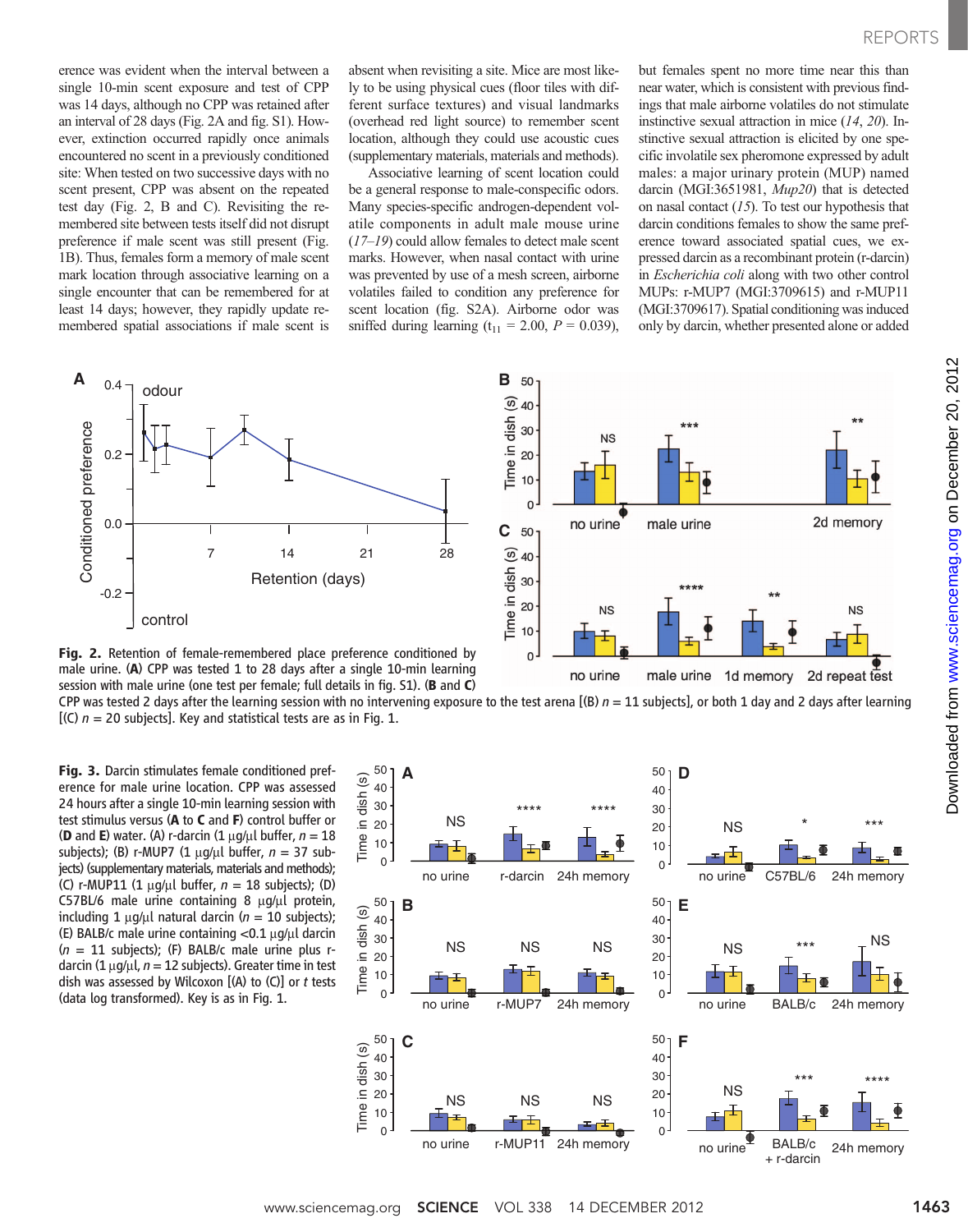erence was evident when the interval between a single 10-min scent exposure and test of CPP was 14 days, although no CPP was retained after an interval of 28 days (Fig. 2A and fig. S1). However, extinction occurred rapidly once animals encountered no scent in a previously conditioned site: When tested on two successive days with no scent present, CPP was absent on the repeated test day (Fig. 2, B and C). Revisiting the remembered site between tests itself did not disrupt preference if male scent was still present (Fig. 1B). Thus, females form a memory of male scent mark location through associative learning on a single encounter that can be remembered for at least 14 days; however, they rapidly update remembered spatial associations if male scent is absent when revisiting a site. Mice are most likely to be using physical cues (floor tiles with different surface textures) and visual landmarks (overhead red light source) to remember scent location, although they could use acoustic cues (supplementary materials, materials and methods).

Associative learning of scent location could be a general response to male-conspecific odors. Many species-specific androgen-dependent volatile components in adult male mouse urine (*17–19*) could allow females to detect male scent marks. However, when nasal contact with urine was prevented by use of a mesh screen, airborne volatiles failed to condition any preference for scent location (fig. S2A). Airborne odor was sniffed during learning ($t_{11}$ = 2.00, $P$ = 0.039), but females spent no more time near this than near water, which is consistent with previous findings that male airborne volatiles do not stimulate instinctive sexual attraction in mice (*14*, *20*). Instinctive sexual attraction is elicited by one species-specific involatile sex pheromone expressed by adult males: a major urinary protein (MUP) named darcin (MGI:3651981, *Mup20*) that is detected on nasal contact (*15*). To test our hypothesis that darcin conditions females to show the same preference toward associated spatial cues, we expressed darcin as a recombinant protein (r-darcin) in *Escherichia coli* along with two other control MUPs: r-MUP7 (MGI:3709615) and r-MUP11 (MGI:3709617). Spatial conditioning was induced only by darcin, whether presented alone or added

**Fig. 2.** Retention of female-remembered place preference conditioned by male urine. (**A**) CPP was tested 1 to 28 days after a single 10-min learning session with male urine (one test per female; full details in fig. S1). (**B** and **C**) CPP was tested 2 days after the learning session with no intervening exposure to the test arena [(B) $n$ = 11 subjects], or both 1 day and 2 days after learning [(C) $n$ = 20 subjects]. Key and statistical tests are as in Fig. 1.

**Fig. 3.** Darcin stimulates female conditioned preference for male urine location. CPP was assessed 24 hours after a single 10-min learning session with test stimulus versus (**A** to **C** and **F**) control buffer or (**D** and **E**) water. (A) r-darcin (1 μg/μl buffer, $n$ = 18 subjects); (B) r-MUP7 (1 μg/μl buffer, $n$ = 37 subjects) (supplementary materials, materials and methods); (C) r-MUP11 (1 μg/μl buffer, $n$ = 18 subjects); (D) C57BL/6 male urine containing 8 μg/μl protein, including 1 μg/μl natural darcin ($n$ = 10 subjects); (E) BALB/c male urine containing <0.1 μg/μl darcin ($n$ = 11 subjects); (F) BALB/c male urine plus r-darcin (1 μg/μl, $n$ = 12 subjects). Greater time in test dish was assessed by Wilcoxon [(A) to (C)] or $t$ tests (data log transformed). Key is as in Fig. 1.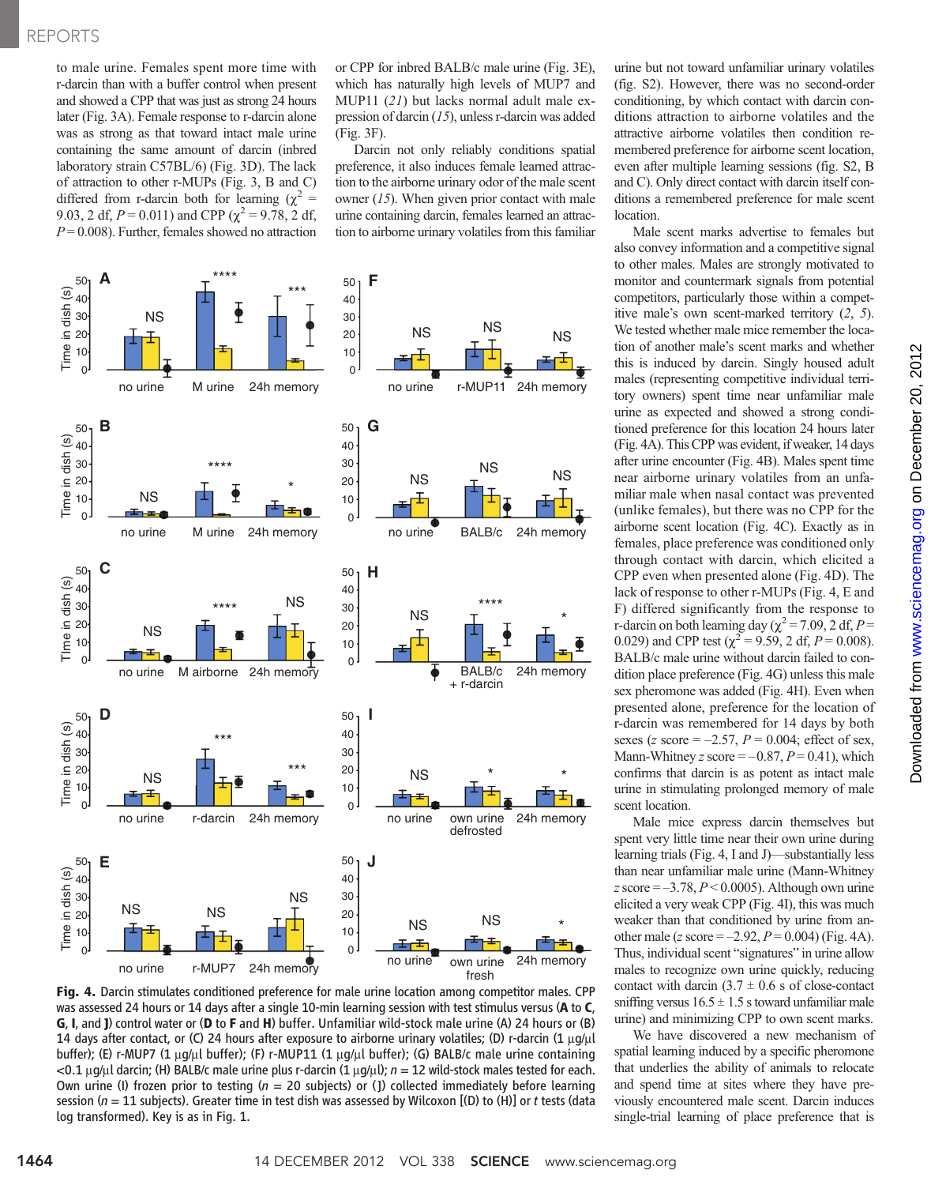to male urine. Females spent more time with r-darcin than with a buffer control when present and showed a CPP that was just as strong 24 hours later (Fig. 3A). Female response to r-darcin alone was as strong as that toward intact male urine containing the same amount of darcin (inbred laboratory strain C57BL/6) (Fig. 3D). The lack of attraction to other r-MUPs (Fig. 3, B and C) differed from r-darcin both for learning ($\chi^2$ = 9.03, 2 df, $P$ = 0.011) and CPP ($\chi^2$ = 9.78, 2 df, $P$ = 0.008). Further, females showed no attraction or CPP for inbred BALB/c male urine (Fig. 3E), which has naturally high levels of MUP7 and MUP11 (21) but lacks normal adult male expression of darcin (15), unless r-darcin was added (Fig. 3F).

Darcin not only reliably conditions spatial preference, it also induces female learned attraction to the airborne urinary odor of the male scent owner (15). When given prior contact with male urine containing darcin, females learned an attraction to airborne urinary volatiles from this familiar urine but not toward unfamiliar urinary volatiles (fig. S2). However, there was no second-order conditioning, by which contact with darcin conditions attraction to airborne volatiles and the attractive airborne volatiles then condition remembered preference for airborne scent location, even after multiple learning sessions (fig. S2, B and C). Only direct contact with darcin itself conditions a remembered preference for male scent location.

Male scent marks advertise to females but also convey individual information and a competitive signal to other males. Males are strongly motivated to monitor and countermark signals from potential competitors, particularly those within a competitive male's own scent-marked territory (2, 5). We tested whether male mice remember the location of another male's scent marks and whether this is induced by darcin. Singly housed adult males (representing competitive individual territory owners) spent time near unfamiliar male urine as expected and showed a strong conditioned preference for this location 24 hours later (Fig. 4A). This CPP was evident, if weaker, 14 days after urine encounter (Fig. 4B). Males spent time near airborne urinary volatiles from an unfamiliar male when nasal contact was prevented (unlike females), but there was no CPP for the airborne scent location (Fig. 4C). Exactly as in females, place preference was conditioned only through contact with darcin, which elicited a CPP even when presented alone (Fig. 4D). The lack of response to other r-MUPs (Fig. 4, E and F) differed significantly from the response to r-darcin on both learning day ($\chi^2$ = 7.09, 2 df, $P$ = 0.029) and CPP test ($\chi^2$ = 9.59, 2 df, $P$ = 0.008). BALB/c male urine without darcin failed to condition place preference (Fig. 4G) unless this male sex pheromone was added (Fig. 4H). Even when presented alone, preference for the location of r-darcin was remembered for 14 days by both sexes ($z$ score = –2.57, $P$ = 0.004; effect of sex, Mann-Whitney $z$ score = –0.87, $P$ = 0.41), which confirms that darcin is as potent as intact male urine in stimulating prolonged memory of male scent location.

Male mice express darcin themselves but spent very little time near their own urine during learning trials (Fig. 4, I and J)—substantially less than near unfamiliar male urine (Mann-Whitney $z$ score = –3.78, $P$ < 0.0005). Although own urine elicited a very weak CPP (Fig. 4I), this was much weaker than that conditioned by urine from another male ($z$ score = –2.92, $P$ = 0.004) (Fig. 4A). Thus, individual scent "signatures" in urine allow males to recognize own urine quickly, reducing contact with darcin (3.7 ± 0.6 s of close-contact sniffing versus 16.5 ± 1.5 s toward unfamiliar male urine) and minimizing CPP to own scent marks.

We have discovered a new mechanism of spatial learning induced by a specific pheromone that underlies the ability of animals to relocate and spend time at sites where they have previously encountered male scent. Darcin induces single-trial learning of place preference that is

**Fig. 4.** Darcin stimulates conditioned preference for male urine location among competitor males. CPP was assessed 24 hours or 14 days after a single 10-min learning session with test stimulus versus (**A** to **C**, **G**, **I**, and **J**) control water or (**D** to **F** and **H**) buffer. Unfamiliar wild-stock male urine (A) 24 hours or (B) 14 days after contact, or (C) 24 hours after exposure to airborne urinary volatiles; (D) r-darcin (1 μg/μl buffer); (E) r-MUP7 (1 μg/μl buffer); (F) r-MUP11 (1 μg/μl buffer); (G) BALB/c male urine containing <0.1 μg/μl darcin; (H) BALB/c male urine plus r-darcin (1 μg/μl); $n$ = 12 wild-stock males tested for each. Own urine (I) frozen prior to testing ($n$ = 20 subjects) or (J) collected immediately before learning session ($n$ = 11 subjects). Greater time in test dish was assessed by Wilcoxon [(D) to (H)] or $t$ tests (data log transformed). Key is as in Fig. 1.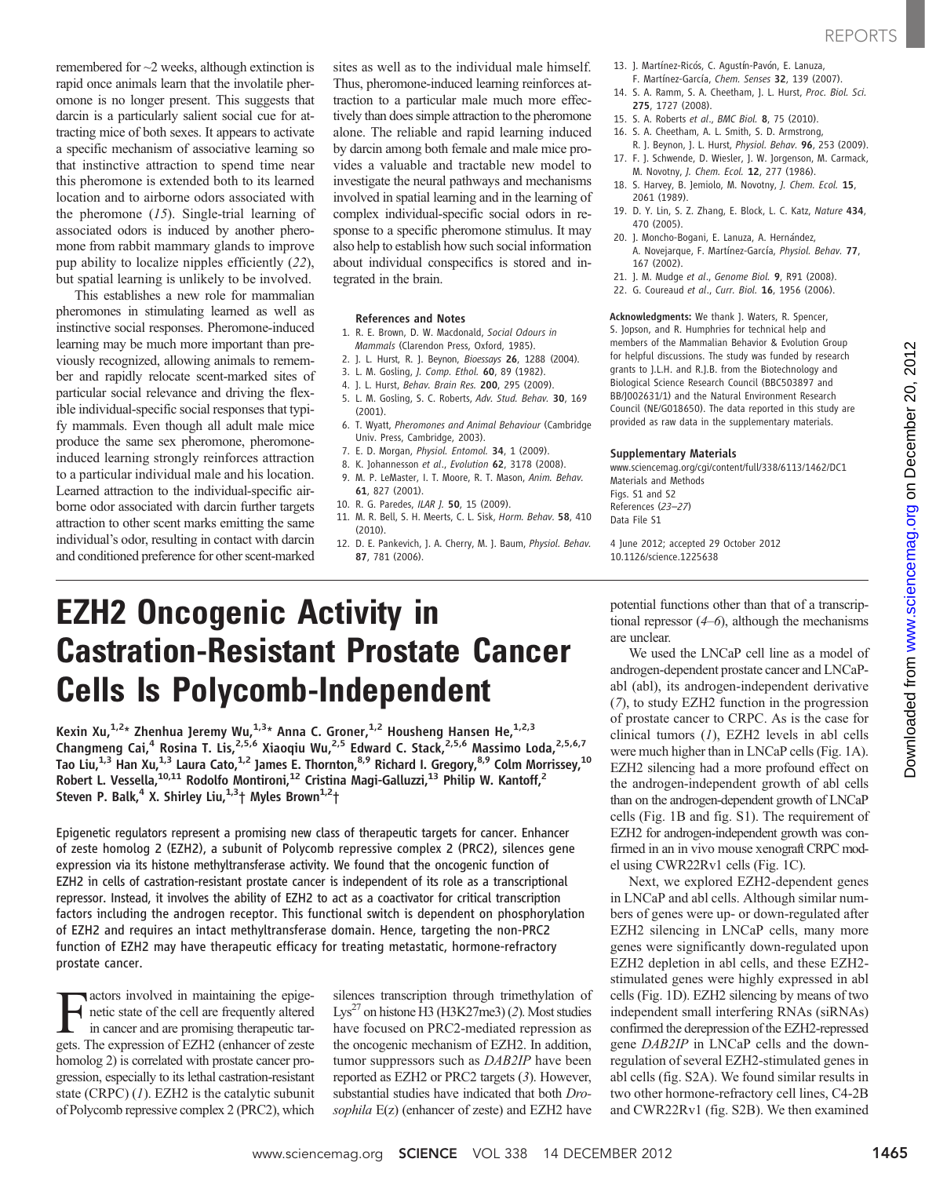remembered for ~2 weeks, although extinction is rapid once animals learn that the involatile pheromone is no longer present. This suggests that darcin is a particularly salient social cue for attracting mice of both sexes. It appears to activate a specific mechanism of associative learning so that instinctive attraction to spend time near this pheromone is extended both to its learned location and to airborne odors associated with the pheromone (15). Single-trial learning of associated odors is induced by another pheromone from rabbit mammary glands to improve pup ability to localize nipples efficiently (22), but spatial learning is unlikely to be involved.

This establishes a new role for mammalian pheromones in stimulating learned as well as instinctive social responses. Pheromone-induced learning may be much more important than previously recognized, allowing animals to remember and rapidly relocate scent-marked sites of particular social relevance and driving the flexible individual-specific social responses that typify mammals. Even though all adult male mice produce the same sex pheromone, pheromone-induced learning strongly reinforces attraction to a particular individual male and his location. Learned attraction to the individual-specific airborne odor associated with darcin further targets attraction to other scent marks emitting the same individual's odor, resulting in contact with darcin and conditioned preference for other scent-marked sites as well as to the individual male himself. Thus, pheromone-induced learning reinforces attraction to a particular male much more effectively than does simple attraction to the pheromone alone. The reliable and rapid learning induced by darcin among both female and male mice provides a valuable and tractable new model to investigate the neural pathways and mechanisms involved in spatial learning and in the learning of complex individual-specific social odors in response to a specific pheromone stimulus. It may also help to establish how such social information about individual conspecifics is stored and integrated in the brain.

**References and Notes**

1. R. E. Brown, D. W. Macdonald, *Social Odours in Mammals* (Clarendon Press, Oxford, 1985).
2. J. L. Hurst, R. J. Beynon, *Bioessays* **26**, 1288 (2004).
3. L. M. Gosling, *J. Comp. Ethol.* **60**, 89 (1982).
4. J. L. Hurst, *Behav. Brain Res.* **200**, 295 (2009).
5. L. M. Gosling, S. C. Roberts, *Adv. Stud. Behav.* **30**, 169 (2001).
6. T. Wyatt, *Pheromones and Animal Behaviour* (Cambridge Univ. Press, Cambridge, 2003).
7. E. D. Morgan, *Physiol. Entomol.* **34**, 1 (2009).
8. K. Johannesson *et al.*, *Evolution* **62**, 3178 (2008).
9. M. P. LeMaster, I. T. Moore, R. T. Mason, *Anim. Behav.* **61**, 827 (2001).
10. R. G. Paredes, *ILAR J.* **50**, 15 (2009).
11. M. R. Bell, S. H. Meerts, C. L. Sisk, *Horm. Behav.* **58**, 410 (2010).
12. D. E. Pankevich, J. A. Cherry, M. J. Baum, *Physiol. Behav.* **87**, 781 (2006).
13. J. Martínez-Ricós, C. Agustín-Pavón, E. Lanuza, F. Martínez-García, *Chem. Senses* **32**, 139 (2007).
14. S. A. Ramm, S. A. Cheetham, J. L. Hurst, *Proc. Biol. Sci.* **275**, 1727 (2008).
15. S. A. Roberts *et al.*, *BMC Biol.* **8**, 75 (2010).
16. S. A. Cheetham, A. L. Smith, S. D. Armstrong, R. J. Beynon, J. L. Hurst, *Physiol. Behav.* **96**, 253 (2009).
17. F. J. Schwende, D. Wiesler, J. W. Jorgenson, M. Carmack, M. Novotny, *J. Chem. Ecol.* **12**, 277 (1986).
18. S. Harvey, B. Jemiolo, M. Novotny, *J. Chem. Ecol.* **15**, 2061 (1989).
19. D. Y. Lin, S. Z. Zhang, E. Block, L. C. Katz, *Nature* **434**, 470 (2005).
20. J. Moncho-Bogani, E. Lanuza, A. Hernández, A. Novejarque, F. Martínez-García, *Physiol. Behav.* **77**, 167 (2002).
21. J. M. Mudge *et al.*, *Genome Biol.* **9**, R91 (2008).
22. G. Coureaud *et al.*, *Curr. Biol.* **16**, 1956 (2006).

**Acknowledgments:** We thank J. Waters, R. Spencer, S. Jopson, and R. Humphries for technical help and members of the Mammalian Behavior & Evolution Group for helpful discussions. The study was funded by research grants to J.L.H. and R.J.B. from the Biotechnology and Biological Science Research Council (BBC503897 and BB/J002631/1) and the Natural Environment Research Council (NE/G018650). The data reported in this study are provided as raw data in the supplementary materials.

**Supplementary Materials**

www.sciencemag.org/cgi/content/full/338/6113/1462/DC1
Materials and Methods
Figs. S1 and S2
References (23–27)
Data File S1

4 June 2012; accepted 29 October 2012
10.1126/science.1225638

# EZH2 Oncogenic Activity in Castration-Resistant Prostate Cancer Cells Is Polycomb-Independent

**Kexin Xu,[1,2]* Zhenhua Jeremy Wu,[1,3]* Anna C. Groner,[1,2] Housheng Hansen He,[1,2,3] Changmeng Cai,[4] Rosina T. Lis,[2,5,6] Xiaoqiu Wu,[2,5] Edward C. Stack,[2,5,6] Massimo Loda,[2,5,6,7] Tao Liu,[1,3] Han Xu,[1,3] Laura Cato,[1,2] James E. Thornton,[8,9] Richard I. Gregory,[8,9] Colm Morrissey,[10] Robert L. Vessella,[10,11] Rodolfo Montironi,[12] Cristina Magi-Galluzzi,[13] Philip W. Kantoff,[2] Steven P. Balk,[4] X. Shirley Liu,[1,3]† Myles Brown[1,2]†**

Epigenetic regulators represent a promising new class of therapeutic targets for cancer. Enhancer of zeste homolog 2 (EZH2), a subunit of Polycomb repressive complex 2 (PRC2), silences gene expression via its histone methyltransferase activity. We found that the oncogenic function of EZH2 in cells of castration-resistant prostate cancer is independent of its role as a transcriptional repressor. Instead, it involves the ability of EZH2 to act as a coactivator for critical transcription factors including the androgen receptor. This functional switch is dependent on phosphorylation of EZH2 and requires an intact methyltransferase domain. Hence, targeting the non-PRC2 function of EZH2 may have therapeutic efficacy for treating metastatic, hormone-refractory prostate cancer.

Factors involved in maintaining the epigenetic state of the cell are frequently altered in cancer and are promising therapeutic targets. The expression of EZH2 (enhancer of zeste homolog 2) is correlated with prostate cancer progression, especially to its lethal castration-resistant state (CRPC) (1). EZH2 is the catalytic subunit of Polycomb repressive complex 2 (PRC2), which silences transcription through trimethylation of Lys$^{27}$ on histone H3 (H3K27me3) (2). Most studies have focused on PRC2-mediated repression as the oncogenic mechanism of EZH2. In addition, tumor suppressors such as *DAB2IP* have been reported as EZH2 or PRC2 targets (3). However, substantial studies have indicated that both *Drosophila* E(z) (enhancer of zeste) and EZH2 have potential functions other than that of a transcriptional repressor (4–6), although the mechanisms are unclear.

We used the LNCaP cell line as a model of androgen-dependent prostate cancer and LNCaP-abl (abl), its androgen-independent derivative (7), to study EZH2 function in the progression of prostate cancer to CRPC. As is the case for clinical tumors (1), EZH2 levels in abl cells were much higher than in LNCaP cells (Fig. 1A). EZH2 silencing had a more profound effect on the androgen-independent growth of abl cells than on the androgen-dependent growth of LNCaP cells (Fig. 1B and fig. S1). The requirement of EZH2 for androgen-independent growth was confirmed in an in vivo mouse xenograft CRPC model using CWR22Rv1 cells (Fig. 1C).

Next, we explored EZH2-dependent genes in LNCaP and abl cells. Although similar numbers of genes were up- or down-regulated after EZH2 silencing in LNCaP cells, many more genes were significantly down-regulated upon EZH2 depletion in abl cells, and these EZH2-stimulated genes were highly expressed in abl cells (Fig. 1D). EZH2 silencing by means of two independent small interfering RNAs (siRNAs) confirmed the derepression of the EZH2-repressed gene *DAB2IP* in LNCaP cells and the down-regulation of several EZH2-stimulated genes in abl cells (fig. S2A). We found similar results in two other hormone-refractory cell lines, C4-2B and CWR22Rv1 (fig. S2B). We then examined